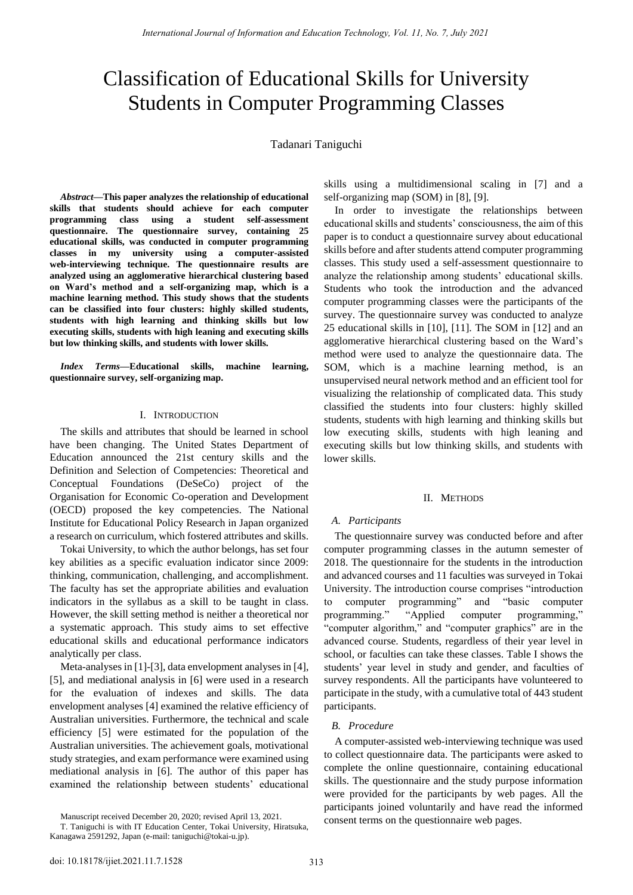# Classification of Educational Skills for University Students in Computer Programming Classes

Tadanari Taniguchi

***Abstract*—This paper analyzes the relationship of educational skills that students should achieve for each computer programming class using a student self-assessment questionnaire. The questionnaire survey, containing 25 educational skills, was conducted in computer programming classes in my university using a computer-assisted web-interviewing technique. The questionnaire results are analyzed using an agglomerative hierarchical clustering based on Ward's method and a self-organizing map, which is a machine learning method. This study shows that the students can be classified into four clusters: highly skilled students, students with high learning and thinking skills but low executing skills, students with high leaning and executing skills but low thinking skills, and students with lower skills.**

***Index Terms*—Educational skills, machine learning, questionnaire survey, self-organizing map.**

## I. Introduction

The skills and attributes that should be learned in school have been changing. The United States Department of Education announced the 21st century skills and the Definition and Selection of Competencies: Theoretical and Conceptual Foundations (DeSeCo) project of the Organisation for Economic Co-operation and Development (OECD) proposed the key competencies. The National Institute for Educational Policy Research in Japan organized a research on curriculum, which fostered attributes and skills.

Tokai University, to which the author belongs, has set four key abilities as a specific evaluation indicator since 2009: thinking, communication, challenging, and accomplishment. The faculty has set the appropriate abilities and evaluation indicators in the syllabus as a skill to be taught in class. However, the skill setting method is neither a theoretical nor a systematic approach. This study aims to set effective educational skills and educational performance indicators analytically per class.

Meta-analyses in [1]-[3], data envelopment analyses in [4], [5], and mediational analysis in [6] were used in a research for the evaluation of indexes and skills. The data envelopment analyses [4] examined the relative efficiency of Australian universities. Furthermore, the technical and scale efficiency [5] were estimated for the population of the Australian universities. The achievement goals, motivational study strategies, and exam performance were examined using mediational analysis in [6]. The author of this paper has examined the relationship between students' educational skills using a multidimensional scaling in [7] and a self-organizing map (SOM) in [8], [9].

In order to investigate the relationships between educational skills and students' consciousness, the aim of this paper is to conduct a questionnaire survey about educational skills before and after students attend computer programming classes. This study used a self-assessment questionnaire to analyze the relationship among students' educational skills. Students who took the introduction and the advanced computer programming classes were the participants of the survey. The questionnaire survey was conducted to analyze 25 educational skills in [10], [11]. The SOM in [12] and an agglomerative hierarchical clustering based on the Ward's method were used to analyze the questionnaire data. The SOM, which is a machine learning method, is an unsupervised neural network method and an efficient tool for visualizing the relationship of complicated data. This study classified the students into four clusters: highly skilled students, students with high learning and thinking skills but low executing skills, students with high leaning and executing skills but low thinking skills, and students with lower skills.

## II. Methods

### *A. Participants*

The questionnaire survey was conducted before and after computer programming classes in the autumn semester of 2018. The questionnaire for the students in the introduction and advanced courses and 11 faculties was surveyed in Tokai University. The introduction course comprises "introduction to computer programming" and "basic computer programming." "Applied computer programming," "computer algorithm," and "computer graphics" are in the advanced course. Students, regardless of their year level in school, or faculties can take these classes. Table I shows the students' year level in study and gender, and faculties of survey respondents. All the participants have volunteered to participate in the study, with a cumulative total of 443 student participants.

### *B. Procedure*

A computer-assisted web-interviewing technique was used to collect questionnaire data. The participants were asked to complete the online questionnaire, containing educational skills. The questionnaire and the study purpose information were provided for the participants by web pages. All the participants joined voluntarily and have read the informed consent terms on the questionnaire web pages.

Manuscript received December 20, 2020; revised April 13, 2021.

T. Taniguchi is with IT Education Center, Tokai University, Hiratsuka, Kanagawa 2591292, Japan (e-mail: taniguchi@tokai-u.jp).

doi: 10.18178/ijiet.2021.11.7.1528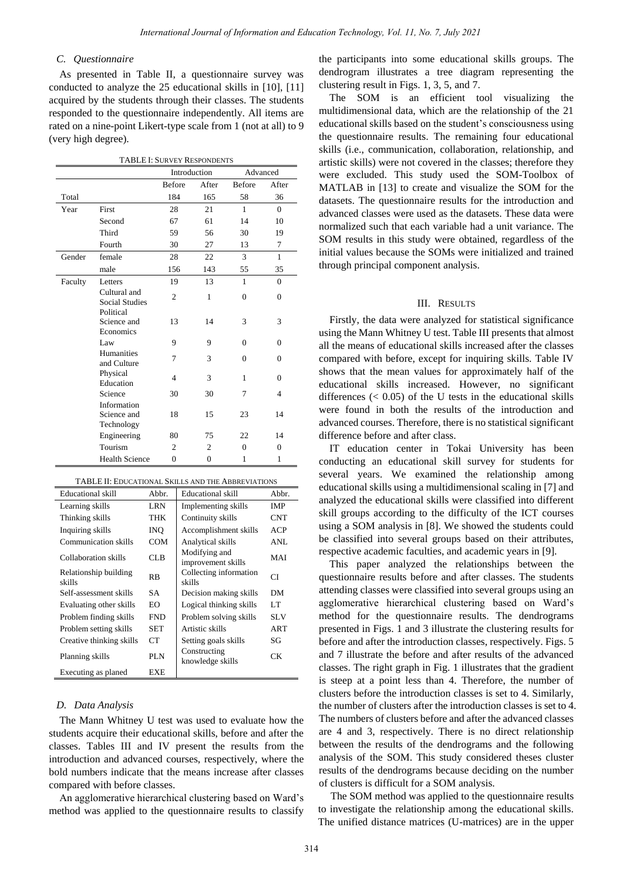### C. Questionnaire

As presented in Table II, a questionnaire survey was conducted to analyze the 25 educational skills in [10], [11] acquired by the students through their classes. The students responded to the questionnaire independently. All items are rated on a nine-point Likert-type scale from 1 (not at all) to 9 (very high degree).

TABLE I: SURVEY RESPONDENTS

| | | Introduction | | Advanced | |
|---|---|---|---|---|---|
| | | Before | After | Before | After |
| Total | | 184 | 165 | 58 | 36 |
| Year | First | 28 | 21 | 1 | 0 |
| | Second | 67 | 61 | 14 | 10 |
| | Third | 59 | 56 | 30 | 19 |
| | Fourth | 30 | 27 | 13 | 7 |
| Gender | female | 28 | 22 | 3 | 1 |
| | male | 156 | 143 | 55 | 35 |
| Faculty | Letters | 19 | 13 | 1 | 0 |
| | Cultural and Social Studies | 2 | 1 | 0 | 0 |
| | Political Science and Economics | 13 | 14 | 3 | 3 |
| | Law | 9 | 9 | 0 | 0 |
| | Humanities and Culture | 7 | 3 | 0 | 0 |
| | Physical Education | 4 | 3 | 1 | 0 |
| | Science | 30 | 30 | 7 | 4 |
| | Information Science and Technology | 18 | 15 | 23 | 14 |
| | Engineering | 80 | 75 | 22 | 14 |
| | Tourism | 2 | 2 | 0 | 0 |
| | Health Science | 0 | 0 | 1 | 1 |

TABLE II: EDUCATIONAL SKILLS AND THE ABBREVIATIONS

| Educational skill | Abbr. | Educational skill | Abbr. |
|---|---|---|---|
| Learning skills | LRN | Implementing skills | IMP |
| Thinking skills | THK | Continuity skills | CNT |
| Inquiring skills | INQ | Accomplishment skills | ACP |
| Communication skills | COM | Analytical skills | ANL |
| Collaboration skills | CLB | Modifying and improvement skills | MAI |
| Relationship building skills | RB | Collecting information skills | CI |
| Self-assessment skills | SA | Decision making skills | DM |
| Evaluating other skills | EO | Logical thinking skills | LT |
| Problem finding skills | FND | Problem solving skills | SLV |
| Problem setting skills | SET | Artistic skills | ART |
| Creative thinking skills | CT | Setting goals skills | SG |
| Planning skills | PLN | Constructing knowledge skills | CK |
| Executing as planed | EXE | | |

### D. Data Analysis

The Mann Whitney U test was used to evaluate how the students acquire their educational skills, before and after the classes. Tables III and IV present the results from the introduction and advanced courses, respectively, where the bold numbers indicate that the means increase after classes compared with before classes.

An agglomerative hierarchical clustering based on Ward's method was applied to the questionnaire results to classify the participants into some educational skills groups. The dendrogram illustrates a tree diagram representing the clustering result in Figs. 1, 3, 5, and 7.

The SOM is an efficient tool visualizing the multidimensional data, which are the relationship of the 21 educational skills based on the student's consciousness using the questionnaire results. The remaining four educational skills (i.e., communication, collaboration, relationship, and artistic skills) were not covered in the classes; therefore they were excluded. This study used the SOM-Toolbox of MATLAB in [13] to create and visualize the SOM for the datasets. The questionnaire results for the introduction and advanced classes were used as the datasets. These data were normalized such that each variable had a unit variance. The SOM results in this study were obtained, regardless of the initial values because the SOMs were initialized and trained through principal component analysis.

## III. RESULTS

Firstly, the data were analyzed for statistical significance using the Mann Whitney U test. Table III presents that almost all the means of educational skills increased after the classes compared with before, except for inquiring skills. Table IV shows that the mean values for approximately half of the educational skills increased. However, no significant differences ($< 0.05$) of the U tests in the educational skills were found in both the results of the introduction and advanced courses. Therefore, there is no statistical significant difference before and after class.

IT education center in Tokai University has been conducting an educational skill survey for students for several years. We examined the relationship among educational skills using a multidimensional scaling in [7] and analyzed the educational skills were classified into different skill groups according to the difficulty of the ICT courses using a SOM analysis in [8]. We showed the students could be classified into several groups based on their attributes, respective academic faculties, and academic years in [9].

This paper analyzed the relationships between the questionnaire results before and after classes. The students attending classes were classified into several groups using an agglomerative hierarchical clustering based on Ward's method for the questionnaire results. The dendrograms presented in Figs. 1 and 3 illustrate the clustering results for before and after the introduction classes, respectively. Figs. 5 and 7 illustrate the before and after results of the advanced classes. The right graph in Fig. 1 illustrates that the gradient is steep at a point less than 4. Therefore, the number of clusters before the introduction classes is set to 4. Similarly, the number of clusters after the introduction classes is set to 4. The numbers of clusters before and after the advanced classes are 4 and 3, respectively. There is no direct relationship between the results of the dendrograms and the following analysis of the SOM. This study considered theses cluster results of the dendrograms because deciding on the number of clusters is difficult for a SOM analysis.

The SOM method was applied to the questionnaire results to investigate the relationship among the educational skills. The unified distance matrices (U-matrices) are in the upper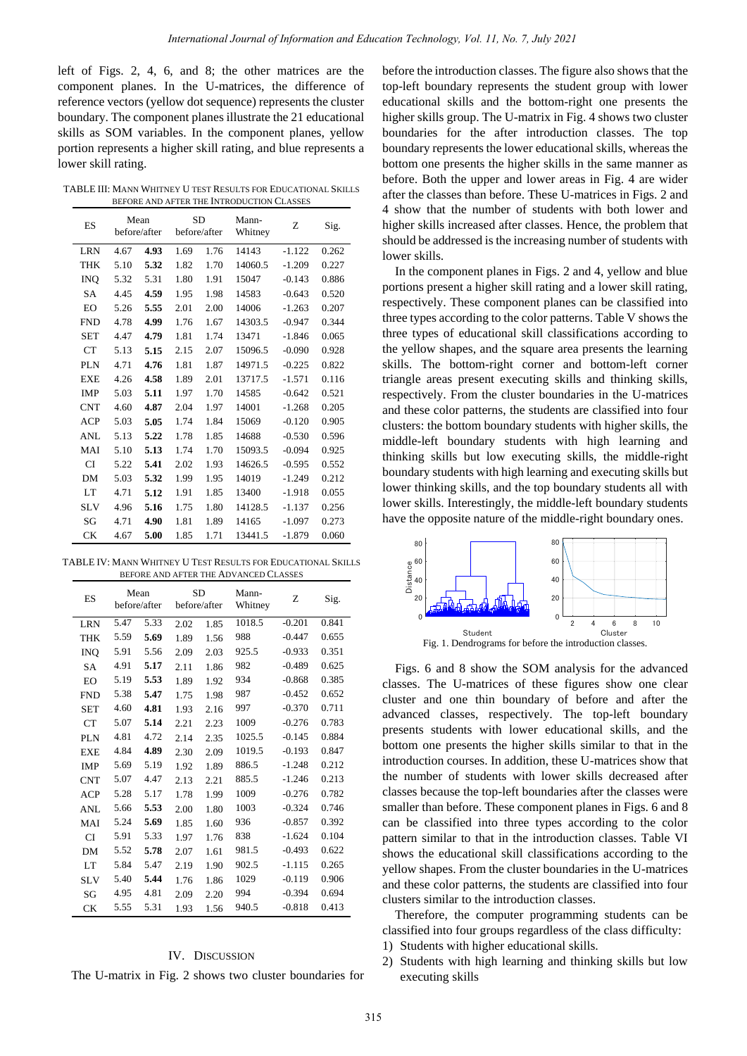left of Figs. 2, 4, 6, and 8; the other matrices are the component planes. In the U-matrices, the difference of reference vectors (yellow dot sequence) represents the cluster boundary. The component planes illustrate the 21 educational skills as SOM variables. In the component planes, yellow portion represents a higher skill rating, and blue represents a lower skill rating.

TABLE III: MANN WHITNEY U TEST RESULTS FOR EDUCATIONAL SKILLS BEFORE AND AFTER THE INTRODUCTION CLASSES

| ES | Mean before/after | | SD before/after | | Mann-Whitney | Z | Sig. |
|---|---|---|---|---|---|---|---|
| LRN | 4.67 | **4.93** | 1.69 | 1.76 | 14143 | -1.122 | 0.262 |
| THK | 5.10 | **5.32** | 1.82 | 1.70 | 14060.5 | -1.209 | 0.227 |
| INQ | 5.32 | 5.31 | 1.80 | 1.91 | 15047 | -0.143 | 0.886 |
| SA | 4.45 | **4.59** | 1.95 | 1.98 | 14583 | -0.643 | 0.520 |
| EO | 5.26 | **5.55** | 2.01 | 2.00 | 14006 | -1.263 | 0.207 |
| FND | 4.78 | **4.99** | 1.76 | 1.67 | 14303.5 | -0.947 | 0.344 |
| SET | 4.47 | **4.79** | 1.81 | 1.74 | 13471 | -1.846 | 0.065 |
| CT | 5.13 | **5.15** | 2.15 | 2.07 | 15096.5 | -0.090 | 0.928 |
| PLN | 4.71 | **4.76** | 1.81 | 1.87 | 14971.5 | -0.225 | 0.822 |
| EXE | 4.26 | **4.58** | 1.89 | 2.01 | 13717.5 | -1.571 | 0.116 |
| IMP | 5.03 | **5.11** | 1.97 | 1.70 | 14585 | -0.642 | 0.521 |
| CNT | 4.60 | **4.87** | 2.04 | 1.97 | 14001 | -1.268 | 0.205 |
| ACP | 5.03 | **5.05** | 1.74 | 1.84 | 15069 | -0.120 | 0.905 |
| ANL | 5.13 | **5.22** | 1.78 | 1.85 | 14688 | -0.530 | 0.596 |
| MAI | 5.10 | **5.13** | 1.74 | 1.70 | 15093.5 | -0.094 | 0.925 |
| CI | 5.22 | **5.41** | 2.02 | 1.93 | 14626.5 | -0.595 | 0.552 |
| DM | 5.03 | **5.32** | 1.99 | 1.95 | 14019 | -1.249 | 0.212 |
| LT | 4.71 | **5.12** | 1.91 | 1.85 | 13400 | -1.918 | 0.055 |
| SLV | 4.96 | **5.16** | 1.75 | 1.80 | 14128.5 | -1.137 | 0.256 |
| SG | 4.71 | **4.90** | 1.81 | 1.89 | 14165 | -1.097 | 0.273 |
| CK | 4.67 | **5.00** | 1.85 | 1.71 | 13441.5 | -1.879 | 0.060 |

TABLE IV: MANN WHITNEY U TEST RESULTS FOR EDUCATIONAL SKILLS BEFORE AND AFTER THE ADVANCED CLASSES

| ES | Mean before/after | | SD before/after | | Mann-Whitney | Z | Sig. |
|---|---|---|---|---|---|---|---|
| LRN | 5.47 | 5.33 | 2.02 | 1.85 | 1018.5 | -0.201 | 0.841 |
| THK | 5.59 | **5.69** | 1.89 | 1.56 | 988 | -0.447 | 0.655 |
| INQ | 5.91 | 5.56 | 2.09 | 2.03 | 925.5 | -0.933 | 0.351 |
| SA | 4.91 | **5.17** | 2.11 | 1.86 | 982 | -0.489 | 0.625 |
| EO | 5.19 | **5.53** | 1.89 | 1.92 | 934 | -0.868 | 0.385 |
| FND | 5.38 | **5.47** | 1.75 | 1.98 | 987 | -0.452 | 0.652 |
| SET | 4.60 | **4.81** | 1.93 | 2.16 | 997 | -0.370 | 0.711 |
| CT | 5.07 | **5.14** | 2.21 | 2.23 | 1009 | -0.276 | 0.783 |
| PLN | 4.81 | 4.72 | 2.14 | 2.35 | 1025.5 | -0.145 | 0.884 |
| EXE | 4.84 | **4.89** | 2.30 | 2.09 | 1019.5 | -0.193 | 0.847 |
| IMP | 5.69 | 5.19 | 1.92 | 1.89 | 886.5 | -1.248 | 0.212 |
| CNT | 5.07 | 4.47 | 2.13 | 2.21 | 885.5 | -1.246 | 0.213 |
| ACP | 5.28 | 5.17 | 1.78 | 1.99 | 1009 | -0.276 | 0.782 |
| ANL | 5.66 | 5.53 | 2.00 | 1.80 | 1003 | -0.324 | 0.746 |
| MAI | 5.24 | **5.69** | 1.85 | 1.60 | 936 | -0.857 | 0.392 |
| CI | 5.91 | 5.33 | 1.97 | 1.76 | 838 | -1.624 | 0.104 |
| DM | 5.52 | **5.78** | 2.07 | 1.61 | 981.5 | -0.493 | 0.622 |
| LT | 5.84 | 5.47 | 2.19 | 1.90 | 902.5 | -1.115 | 0.265 |
| SLV | 5.40 | **5.44** | 1.76 | 1.86 | 1029 | -0.119 | 0.906 |
| SG | 4.95 | 4.81 | 2.09 | 2.20 | 994 | -0.394 | 0.694 |
| CK | 5.55 | 5.31 | 1.93 | 1.56 | 940.5 | -0.818 | 0.413 |

## IV. DISCUSSION

The U-matrix in Fig. 2 shows two cluster boundaries for before the introduction classes. The figure also shows that the top-left boundary represents the student group with lower educational skills and the bottom-right one presents the higher skills group. The U-matrix in Fig. 4 shows two cluster boundaries for the after introduction classes. The top boundary represents the lower educational skills, whereas the bottom one presents the higher skills in the same manner as before. Both the upper and lower areas in Fig. 4 are wider after the classes than before. These U-matrices in Figs. 2 and 4 show that the number of students with both lower and higher skills increased after classes. Hence, the problem that should be addressed is the increasing number of students with lower skills.

In the component planes in Figs. 2 and 4, yellow and blue portions present a higher skill rating and a lower skill rating, respectively. These component planes can be classified into three types according to the color patterns. Table V shows the three types of educational skill classifications according to the yellow shapes, and the square area presents the learning skills. The bottom-right corner and bottom-left corner triangle areas present executing skills and thinking skills, respectively. From the cluster boundaries in the U-matrices and these color patterns, the students are classified into four clusters: the bottom boundary students with higher skills, the middle-left boundary students with high learning and thinking skills but low executing skills, the middle-right boundary students with high learning and executing skills but lower thinking skills, and the top boundary students all with lower skills. Interestingly, the middle-left boundary students have the opposite nature of the middle-right boundary ones.

Fig. 1. Dendrograms for before the introduction classes.

Figs. 6 and 8 show the SOM analysis for the advanced classes. The U-matrices of these figures show one clear cluster and one thin boundary of before and after the advanced classes, respectively. The top-left boundary presents students with lower educational skills, and the bottom one presents the higher skills similar to that in the introduction courses. In addition, these U-matrices show that the number of students with lower skills decreased after classes because the top-left boundaries after the classes were smaller than before. These component planes in Figs. 6 and 8 can be classified into three types according to the color pattern similar to that in the introduction classes. Table VI shows the educational skill classifications according to the yellow shapes. From the cluster boundaries in the U-matrices and these color patterns, the students are classified into four clusters similar to the introduction classes.

Therefore, the computer programming students can be classified into four groups regardless of the class difficulty:

1) Students with higher educational skills.
2) Students with high learning and thinking skills but low executing skills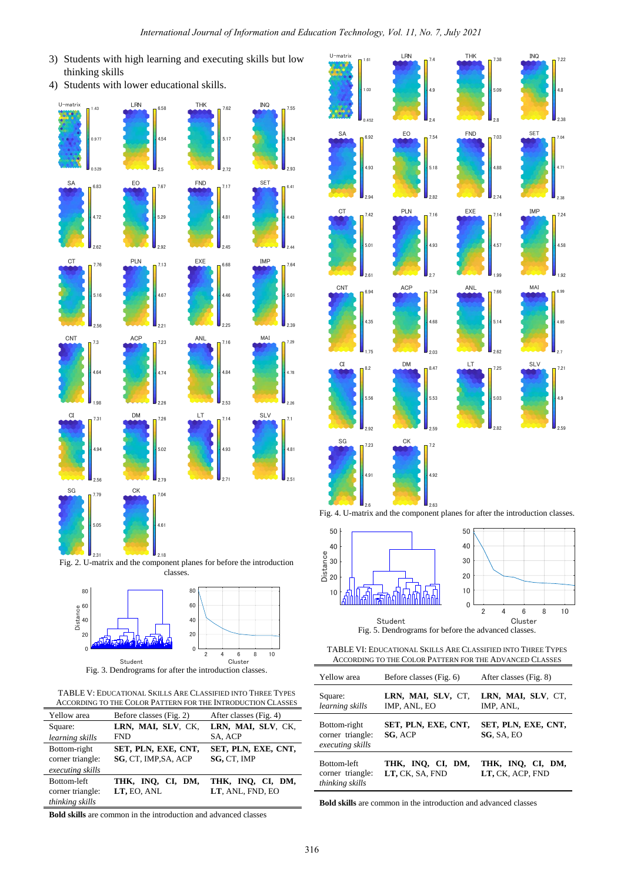3) Students with high learning and executing skills but low thinking skills
4) Students with lower educational skills.

Fig. 2. U-matrix and the component planes for before the introduction classes.

Fig. 3. Dendrograms for after the introduction classes.

TABLE V: EDUCATIONAL SKILLS ARE CLASSIFIED INTO THREE TYPES ACCORDING TO THE COLOR PATTERN FOR THE INTRODUCTION CLASSES

| Yellow area | Before classes (Fig. 2) | After classes (Fig. 4) |
|---|---|---|
| Square: *learning skills* | **LRN, MAI, SLV**, CK, FND | **LRN, MAI, SLV**, CK, SA, ACP |
| Bottom-right corner triangle: *executing skills* | **SET, PLN, EXE, CNT, SG**, CT, IMP,SA, ACP | **SET, PLN, EXE, CNT, SG**, CT, IMP |
| Bottom-left corner triangle: *thinking skills* | **THK, INQ, CI, DM, LT**, EO, ANL | **THK, INQ, CI, DM, LT**, ANL, FND, EO |

**Bold skills** are common in the introduction and advanced classes

Fig. 4. U-matrix and the component planes for after the introduction classes.

Fig. 5. Dendrograms for before the advanced classes.

TABLE VI: EDUCATIONAL SKILLS ARE CLASSIFIED INTO THREE TYPES ACCORDING TO THE COLOR PATTERN FOR THE ADVANCED CLASSES

| Yellow area | Before classes (Fig. 6) | After classes (Fig. 8) |
|---|---|---|
| Square: *learning skills* | **LRN, MAI, SLV**, CT, IMP, ANL, EO | **LRN, MAI, SLV**, CT, IMP, ANL, |
| Bottom-right corner triangle: *executing skills* | **SET, PLN, EXE, CNT, SG**, ACP | **SET, PLN, EXE, CNT, SG**, SA, EO |
| Bottom-left corner triangle: *thinking skills* | **THK, INQ, CI, DM, LT**, CK, SA, FND | **THK, INQ, CI, DM, LT**, CK, ACP, FND |

**Bold skills** are common in the introduction and advanced classes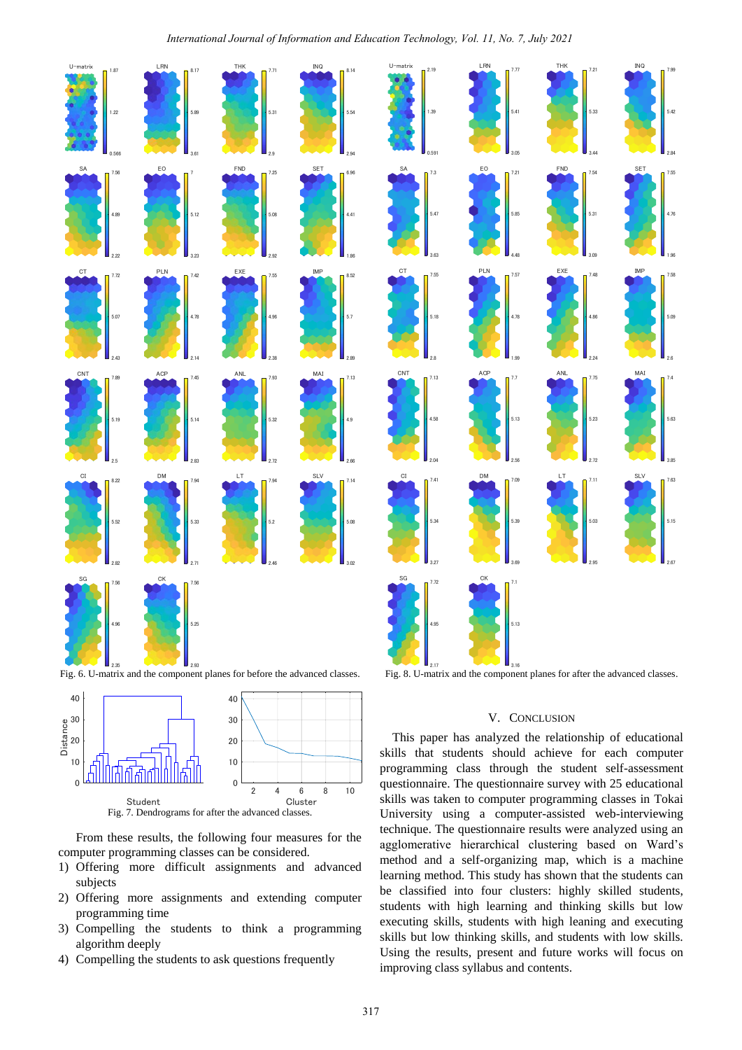Fig. 6. U-matrix and the component planes for before the advanced classes.

Fig. 8. U-matrix and the component planes for after the advanced classes.

Fig. 7. Dendrograms for after the advanced classes.

From these results, the following four measures for the computer programming classes can be considered.

1) Offering more difficult assignments and advanced subjects
2) Offering more assignments and extending computer programming time
3) Compelling the students to think a programming algorithm deeply
4) Compelling the students to ask questions frequently

## V. Conclusion

This paper has analyzed the relationship of educational skills that students should achieve for each computer programming class through the student self-assessment questionnaire. The questionnaire survey with 25 educational skills was taken to computer programming classes in Tokai University using a computer-assisted web-interviewing technique. The questionnaire results were analyzed using an agglomerative hierarchical clustering based on Ward's method and a self-organizing map, which is a machine learning method. This study has shown that the students can be classified into four clusters: highly skilled students, students with high learning and thinking skills but low executing skills, students with high leaning and executing skills but low thinking skills, and students with low skills. Using the results, present and future works will focus on improving class syllabus and contents.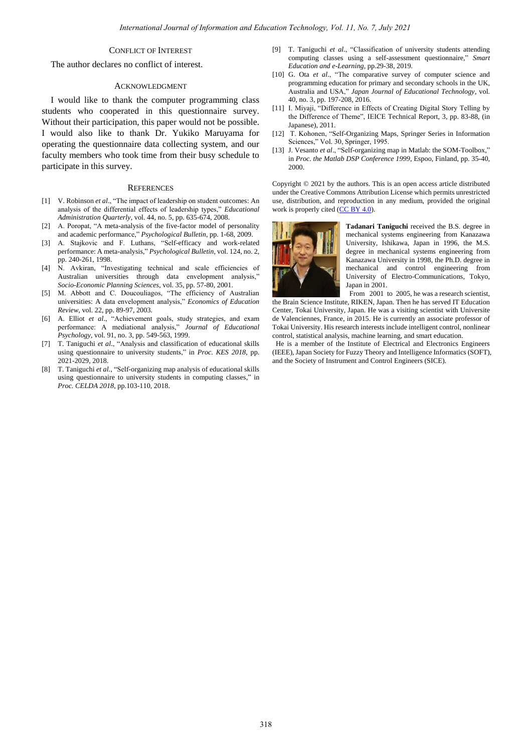## Conflict of Interest

The author declares no conflict of interest.

## Acknowledgment

I would like to thank the computer programming class students who cooperated in this questionnaire survey. Without their participation, this paper would not be possible. I would also like to thank Dr. Yukiko Maruyama for operating the questionnaire data collecting system, and our faculty members who took time from their busy schedule to participate in this survey.

## References

[1] V. Robinson *et al*., "The impact of leadership on student outcomes: An analysis of the differential effects of leadership types," *Educational Administration Quarterly*, vol. 44, no. 5, pp. 635-674, 2008.

[2] A. Poropat, "A meta-analysis of the five-factor model of personality and academic performance," *Psychological Bulletin*, pp. 1-68, 2009.

[3] A. Stajkovic and F. Luthans, "Self-efficacy and work-related performance: A meta-analysis," *Psychological Bulletin*, vol. 124, no. 2, pp. 240-261, 1998.

[4] N. Avkiran, "Investigating technical and scale efficiencies of Australian universities through data envelopment analysis," *Socio-Economic Planning Sciences*, vol. 35, pp. 57-80, 2001.

[5] M. Abbott and C. Doucouliagos, "The efficiency of Australian universities: A data envelopment analysis," *Economics of Education Review*, vol. 22, pp. 89-97, 2003.

[6] A. Elliot *et al*., "Achievement goals, study strategies, and exam performance: A mediational analysis," *Journal of Educational Psychology*, vol. 91, no. 3, pp. 549-563, 1999.

[7] T. Taniguchi *et al*., "Analysis and classification of educational skills using questionnaire to university students," in *Proc. KES 2018*, pp. 2021-2029, 2018.

[8] T. Taniguchi *et al.*, "Self-organizing map analysis of educational skills using questionnaire to university students in computing classes," in *Proc. CELDA 2018*, pp.103-110, 2018.

[9] T. Taniguchi *et al*., "Classification of university students attending computing classes using a self-assessment questionnaire," *Smart Education and e-Learning*, pp.29-38, 2019.

[10] G. Ota *et al*., "The comparative survey of computer science and programming education for primary and secondary schools in the UK, Australia and USA," *Japan Journal of Educational Technology*, vol. 40, no. 3, pp. 197-208, 2016.

[11] I. Miyaji, "Difference in Effects of Creating Digital Story Telling by the Difference of Theme", IEICE Technical Report, 3, pp. 83-88, (in Japanese), 2011.

[12] T. Kohonen, "Self-Organizing Maps, Springer Series in Information Sciences," Vol. 30, Springer, 1995.

[13] J. Vesanto *et al*., "Self-organizing map in Matlab: the SOM-Toolbox," in *Proc. the Matlab DSP Conference 1999*, Espoo, Finland, pp. 35-40, 2000.

Copyright © 2021 by the authors. This is an open access article distributed under the Creative Commons Attribution License which permits unrestricted use, distribution, and reproduction in any medium, provided the original work is properly cited (CC BY 4.0).

**Tadanari Taniguchi** received the B.S. degree in mechanical systems engineering from Kanazawa University, Ishikawa, Japan in 1996, the M.S. degree in mechanical systems engineering from Kanazawa University in 1998, the Ph.D. degree in mechanical and control engineering from University of Electro-Communications, Tokyo, Japan in 2001.

From 2001 to 2005, he was a research scientist, the Brain Science Institute, RIKEN, Japan. Then he has served IT Education Center, Tokai University, Japan. He was a visiting scientist with Universite de Valenciennes, France, in 2015. He is currently an associate professor of Tokai University. His research interests include intelligent control, nonlinear control, statistical analysis, machine learning, and smart education.

He is a member of the Institute of Electrical and Electronics Engineers (IEEE), Japan Society for Fuzzy Theory and Intelligence Informatics (SOFT), and the Society of Instrument and Control Engineers (SICE).